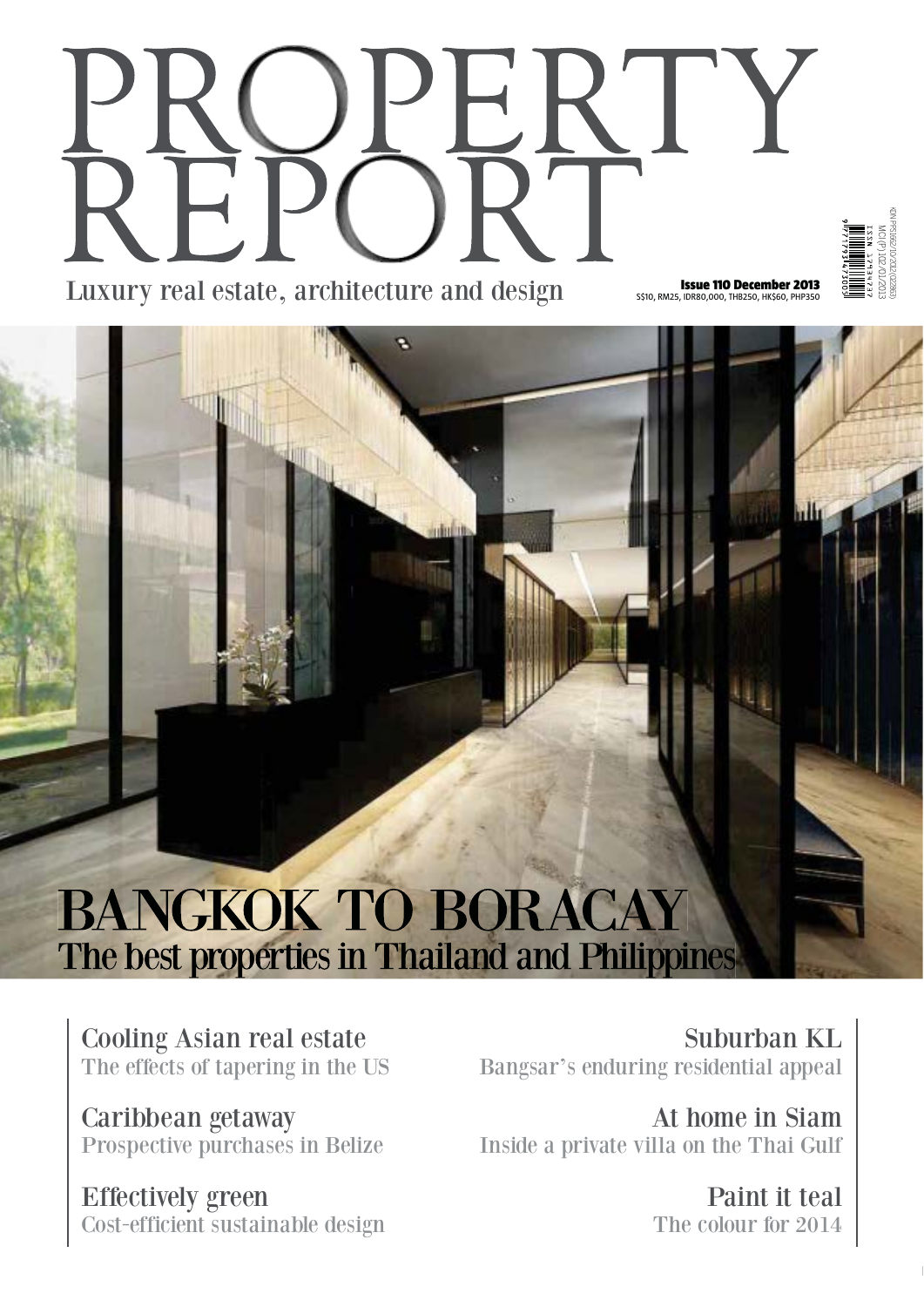# PROPERTY REPORT

Luxury real estate, architecture and design

**Issue 110 December 2013**
S$10, RM25, IDR80,000, THB250, HK$60, PHP350

KDN PPS1662/10/2012(022833)
MCI (P) 102/01/2013
ISSN 1793-4737

## BANGKOK TO BORACAY
### The best properties in Thailand and Philippines

**Cooling Asian real estate**
The effects of tapering in the US

**Caribbean getaway**
Prospective purchases in Belize

**Effectively green**
Cost-efficient sustainable design

**Suburban KL**
Bangsar's enduring residential appeal

**At home in Siam**
Inside a private villa on the Thai Gulf

**Paint it teal**
The colour for 2014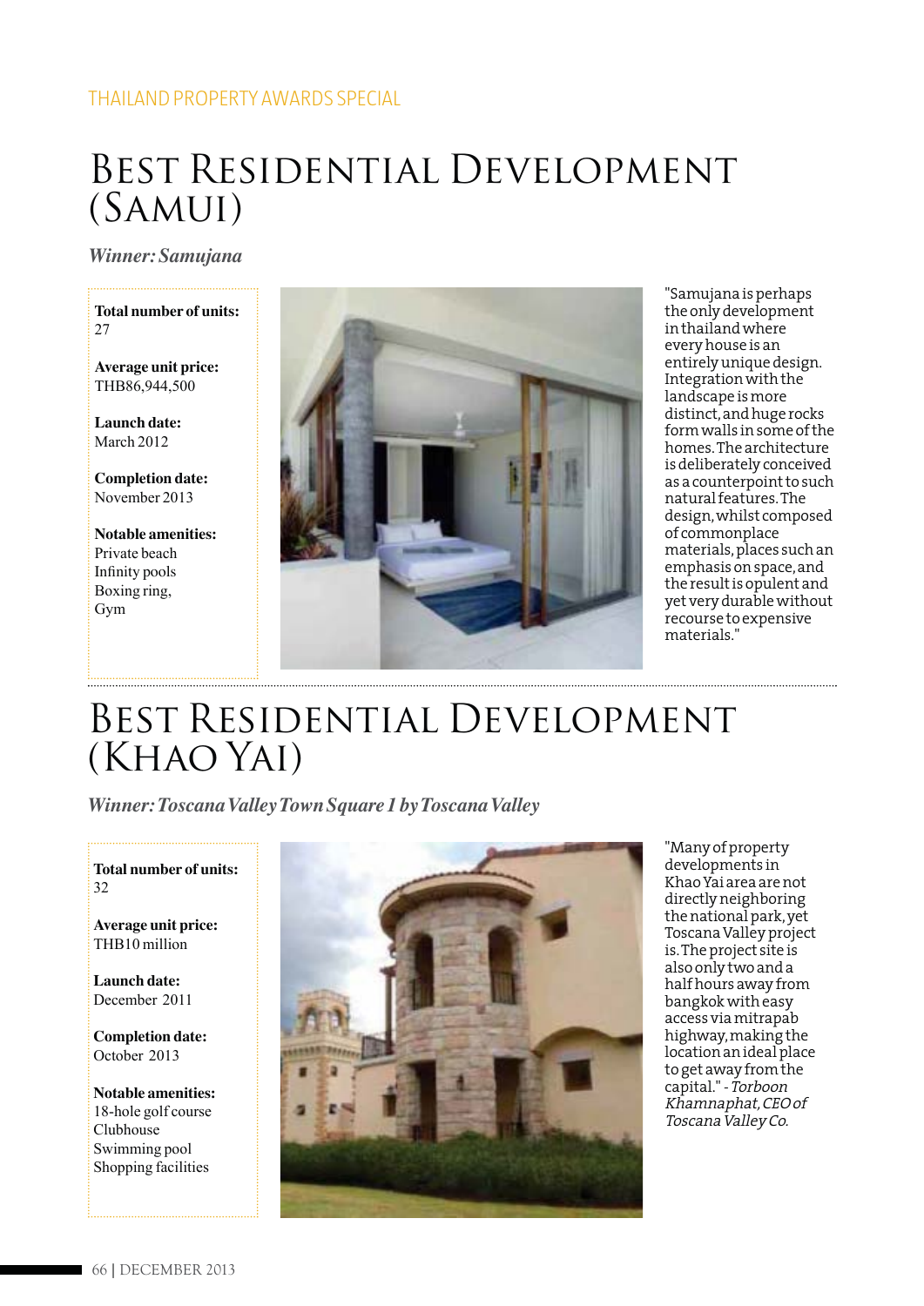THAILAND PROPERTY AWARDS SPECIAL

# Best Residential Development (Samui)

*Winner: Samujana*

**Total number of units:**
27

**Average unit price:**
THB86,944,500

**Launch date:**
March 2012

**Completion date:**
November 2013

**Notable amenities:**
Private beach
Infinity pools
Boxing ring,
Gym

"Samujana is perhaps the only development in thailand where every house is an entirely unique design. Integration with the landscape is more distinct, and huge rocks form walls in some of the homes. The architecture is deliberately conceived as a counterpoint to such natural features. The design, whilst composed of commonplace materials, places such an emphasis on space, and the result is opulent and yet very durable without recourse to expensive materials."

# Best Residential Development (Khao Yai)

*Winner: Toscana Valley Town Square 1 by Toscana Valley*

**Total number of units:**
32

**Average unit price:**
THB10 million

**Launch date:**
December 2011

**Completion date:**
October 2013

**Notable amenities:**
18-hole golf course
Clubhouse
Swimming pool
Shopping facilities

"Many of property developments in Khao Yai area are not directly neighboring the national park, yet Toscana Valley project is. The project site is also only two and a half hours away from bangkok with easy access via mitrapab highway, making the location an ideal place to get away from the capital." - *Torboon Khamnaphat, CEO of Toscana Valley Co.*